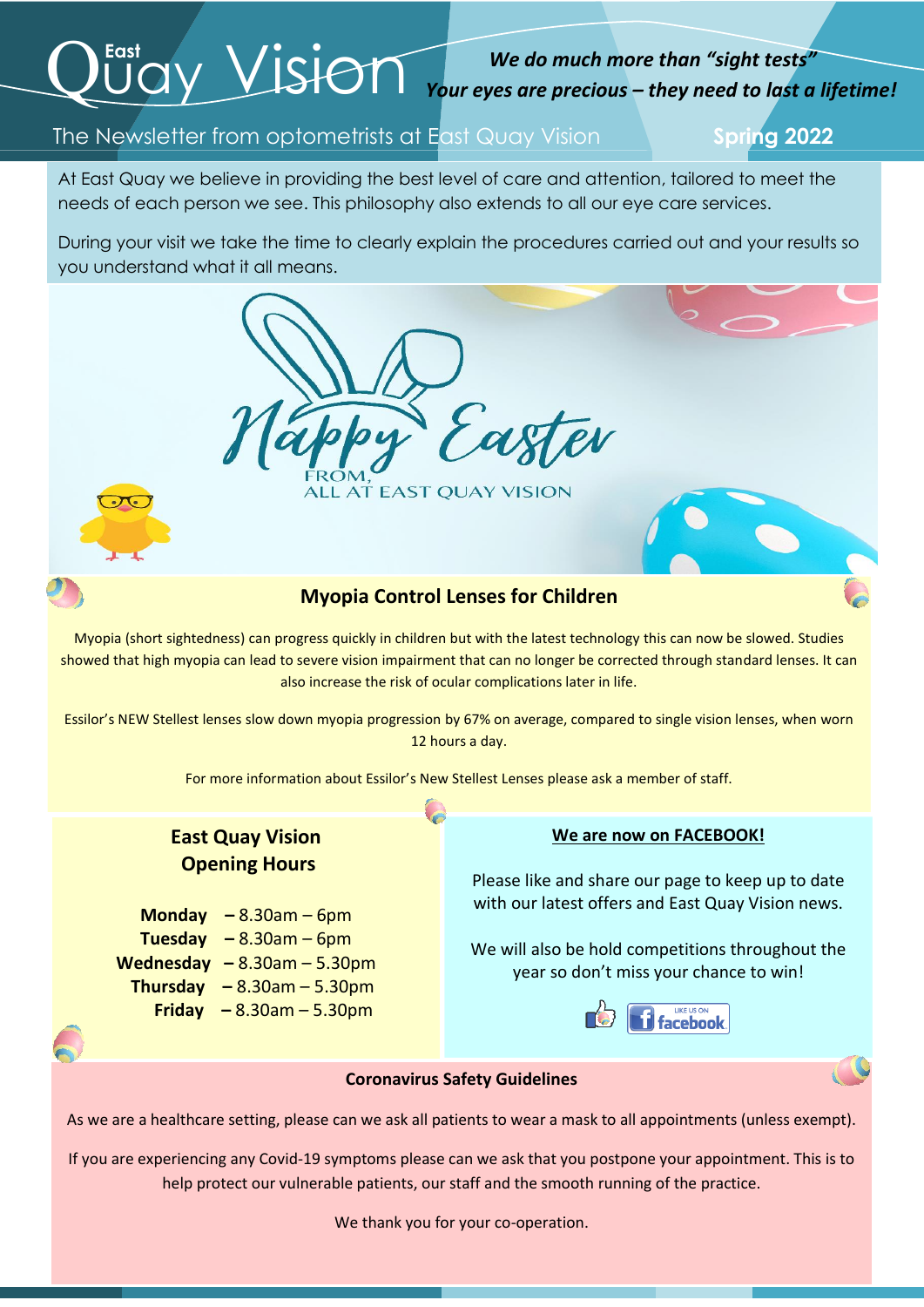# East Quay Vision

***We do much more than "sight tests"***
***Your eyes are precious – they need to last a lifetime!***

The Newsletter from optometrists at East Quay Vision **Spring 2022**

At East Quay we believe in providing the best level of care and attention, tailored to meet the needs of each person we see. This philosophy also extends to all our eye care services.

During your visit we take the time to clearly explain the procedures carried out and your results so you understand what it all means.

Happy Easter
FROM,
ALL AT EAST QUAY VISION

## Myopia Control Lenses for Children

Myopia (short sightedness) can progress quickly in children but with the latest technology this can now be slowed. Studies showed that high myopia can lead to severe vision impairment that can no longer be corrected through standard lenses. It can also increase the risk of ocular complications later in life.

Essilor's NEW Stellest lenses slow down myopia progression by 67% on average, compared to single vision lenses, when worn 12 hours a day.

For more information about Essilor's New Stellest Lenses please ask a member of staff.

## East Quay Vision Opening Hours

**Monday** – 8.30am – 6pm
**Tuesday** – 8.30am – 6pm
**Wednesday** – 8.30am – 5.30pm
**Thursday** – 8.30am – 5.30pm
**Friday** – 8.30am – 5.30pm

## We are now on FACEBOOK!

Please like and share our page to keep up to date with our latest offers and East Quay Vision news.

We will also be hold competitions throughout the year so don't miss your chance to win!

LIKE US ON facebook

## Coronavirus Safety Guidelines

As we are a healthcare setting, please can we ask all patients to wear a mask to all appointments (unless exempt).

If you are experiencing any Covid-19 symptoms please can we ask that you postpone your appointment. This is to help protect our vulnerable patients, our staff and the smooth running of the practice.

We thank you for your co-operation.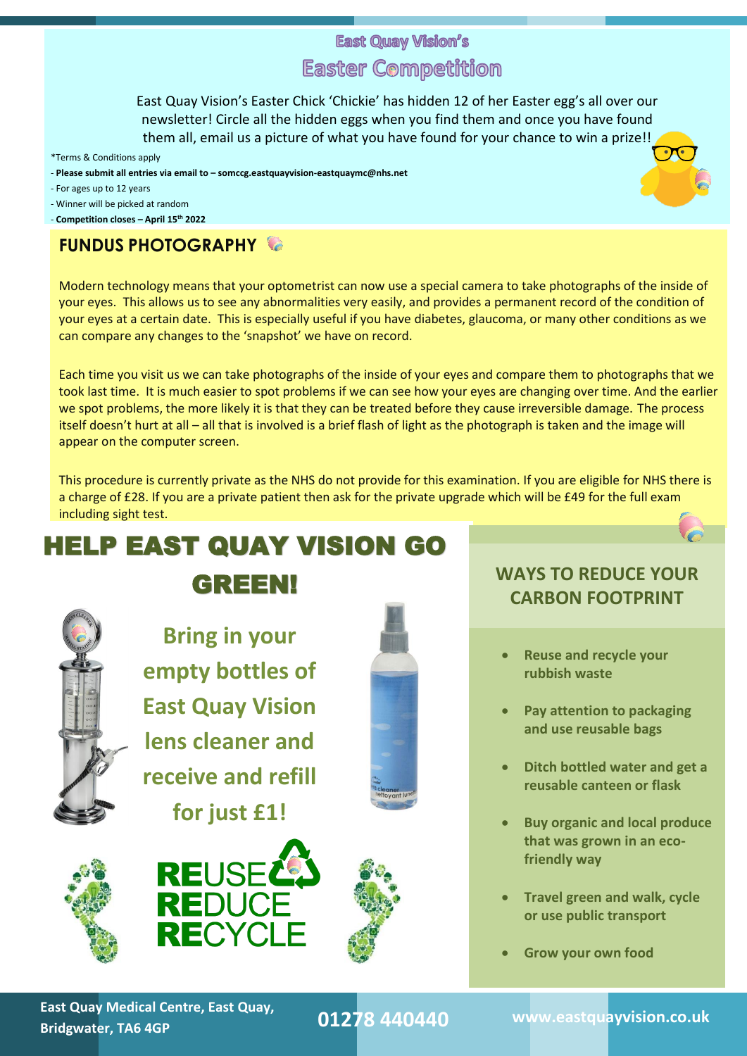## East Quay Vision's

# Easter Competition

East Quay Vision's Easter Chick 'Chickie' has hidden 12 of her Easter egg's all over our newsletter! Circle all the hidden eggs when you find them and once you have found them all, email us a picture of what you have found for your chance to win a prize!!

*Terms & Conditions apply

- **Please submit all entries via email to – somccg.eastquayvision-eastquaymc@nhs.net**
- For ages up to 12 years
- Winner will be picked at random
- **Competition closes – April 15th 2022**

## FUNDUS PHOTOGRAPHY

Modern technology means that your optometrist can now use a special camera to take photographs of the inside of your eyes. This allows us to see any abnormalities very easily, and provides a permanent record of the condition of your eyes at a certain date. This is especially useful if you have diabetes, glaucoma, or many other conditions as we can compare any changes to the 'snapshot' we have on record.

Each time you visit us we can take photographs of the inside of your eyes and compare them to photographs that we took last time. It is much easier to spot problems if we can see how your eyes are changing over time. And the earlier we spot problems, the more likely it is that they can be treated before they cause irreversible damage. The process itself doesn't hurt at all – all that is involved is a brief flash of light as the photograph is taken and the image will appear on the computer screen.

This procedure is currently private as the NHS do not provide for this examination. If you are eligible for NHS there is a charge of £28. If you are a private patient then ask for the private upgrade which will be £49 for the full exam including sight test.

## HELP EAST QUAY VISION GO GREEN!

**Bring in your empty bottles of East Quay Vision lens cleaner and receive and refill for just £1!**

**REUSE REDUCE RECYCLE**

## WAYS TO REDUCE YOUR CARBON FOOTPRINT

- **Reuse and recycle your rubbish waste**
- **Pay attention to packaging and use reusable bags**
- **Ditch bottled water and get a reusable canteen or flask**
- **Buy organic and local produce that was grown in an eco-friendly way**
- **Travel green and walk, cycle or use public transport**
- **Grow your own food**

**East Quay Medical Centre, East Quay, Bridgwater, TA6 4GP**

**01278 440440**

**www.eastquayvision.co.uk**